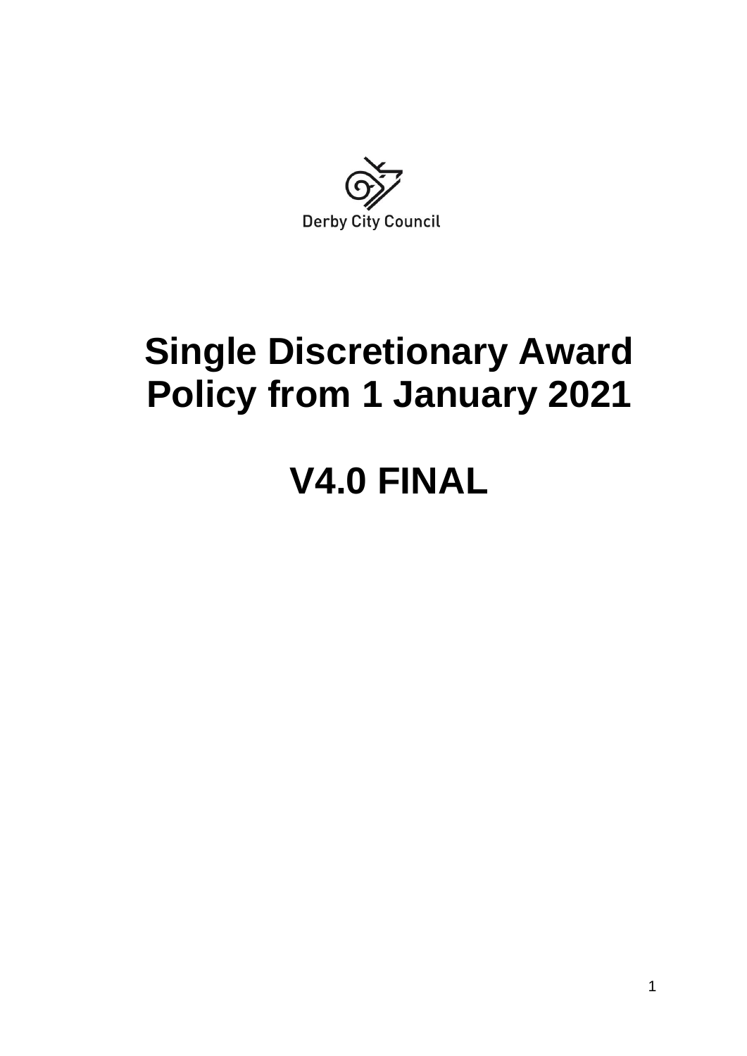Derby City Council

# Single Discretionary Award Policy from 1 January 2021

# V4.0 FINAL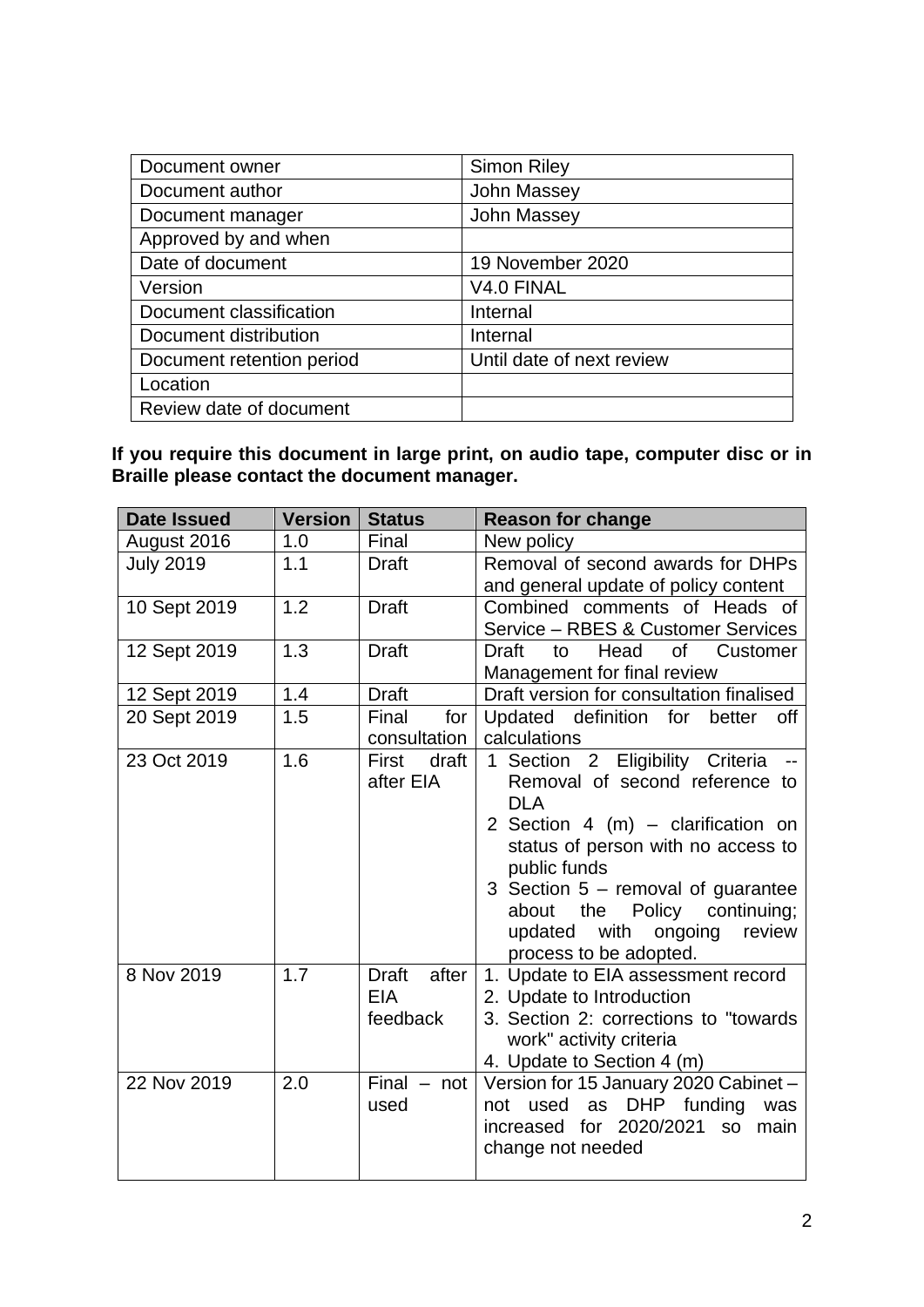| Document owner | Simon Riley |
|---|---|
| Document author | John Massey |
| Document manager | John Massey |
| Approved by and when | |
| Date of document | 19 November 2020 |
| Version | V4.0 FINAL |
| Document classification | Internal |
| Document distribution | Internal |
| Document retention period | Until date of next review |
| Location | |
| Review date of document | |

**If you require this document in large print, on audio tape, computer disc or in Braille please contact the document manager.**

| Date Issued | Version | Status | Reason for change |
|---|---|---|---|
| August 2016 | 1.0 | Final | New policy |
| July 2019 | 1.1 | Draft | Removal of second awards for DHPs and general update of policy content |
| 10 Sept 2019 | 1.2 | Draft | Combined comments of Heads of Service – RBES & Customer Services |
| 12 Sept 2019 | 1.3 | Draft | Draft to Head of Customer Management for final review |
| 12 Sept 2019 | 1.4 | Draft | Draft version for consultation finalised |
| 20 Sept 2019 | 1.5 | Final for consultation | Updated definition for better off calculations |
| 23 Oct 2019 | 1.6 | First draft after EIA | 1 Section 2 Eligibility Criteria -- Removal of second reference to DLA<br>2 Section 4 (m) – clarification on status of person with no access to public funds<br>3 Section 5 – removal of guarantee about the Policy continuing; updated with ongoing review process to be adopted. |
| 8 Nov 2019 | 1.7 | Draft after EIA feedback | 1. Update to EIA assessment record<br>2. Update to Introduction<br>3. Section 2: corrections to "towards work" activity criteria<br>4. Update to Section 4 (m) |
| 22 Nov 2019 | 2.0 | Final – not used | Version for 15 January 2020 Cabinet – not used as DHP funding was increased for 2020/2021 so main change not needed |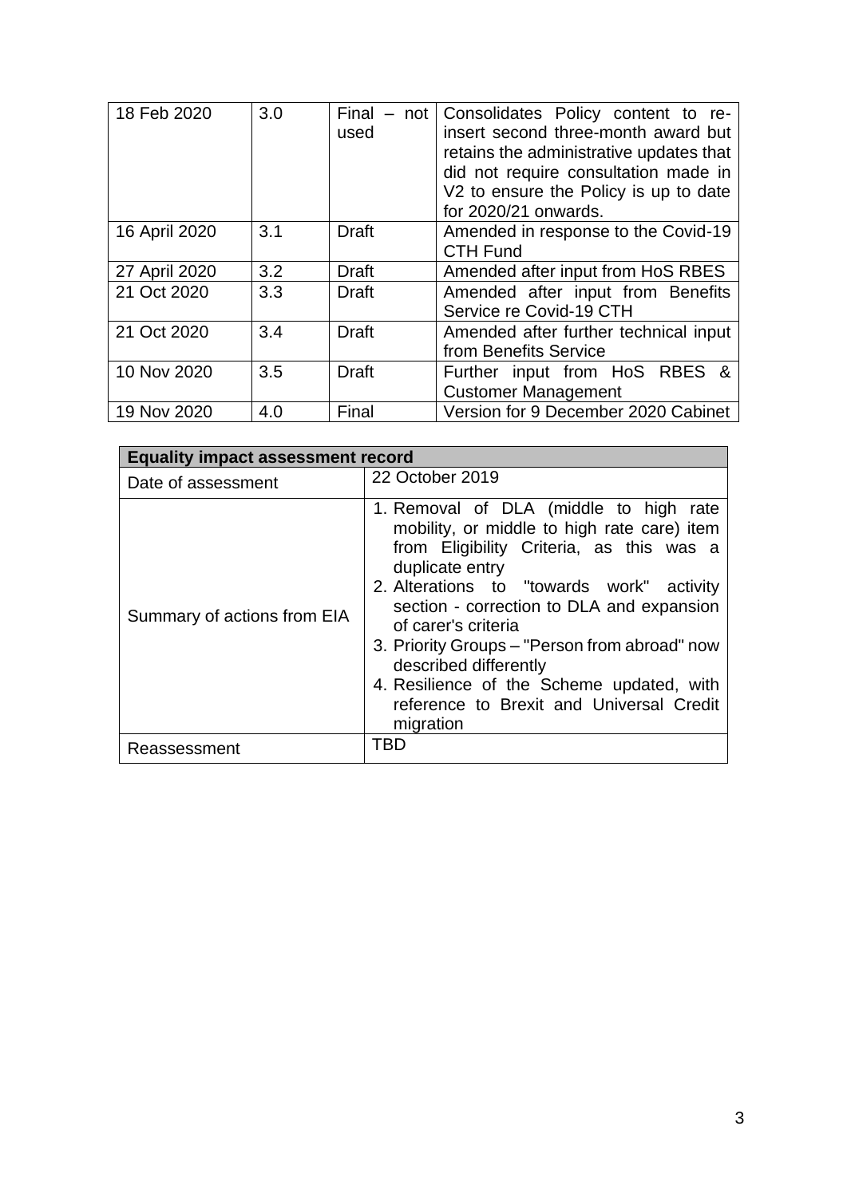| 18 Feb 2020 | 3.0 | Final – not used | Consolidates Policy content to re-insert second three-month award but retains the administrative updates that did not require consultation made in V2 to ensure the Policy is up to date for 2020/21 onwards. |
|---|---|---|---|
| 16 April 2020 | 3.1 | Draft | Amended in response to the Covid-19 CTH Fund |
| 27 April 2020 | 3.2 | Draft | Amended after input from HoS RBES |
| 21 Oct 2020 | 3.3 | Draft | Amended after input from Benefits Service re Covid-19 CTH |
| 21 Oct 2020 | 3.4 | Draft | Amended after further technical input from Benefits Service |
| 10 Nov 2020 | 3.5 | Draft | Further input from HoS RBES & Customer Management |
| 19 Nov 2020 | 4.0 | Final | Version for 9 December 2020 Cabinet |

| **Equality impact assessment record** | |
|---|---|
| Date of assessment | 22 October 2019 |
| Summary of actions from EIA | 1. Removal of DLA (middle to high rate mobility, or middle to high rate care) item from Eligibility Criteria, as this was a duplicate entry<br>2. Alterations to "towards work" activity section - correction to DLA and expansion of carer's criteria<br>3. Priority Groups – "Person from abroad" now described differently<br>4. Resilience of the Scheme updated, with reference to Brexit and Universal Credit migration |
| Reassessment | TBD |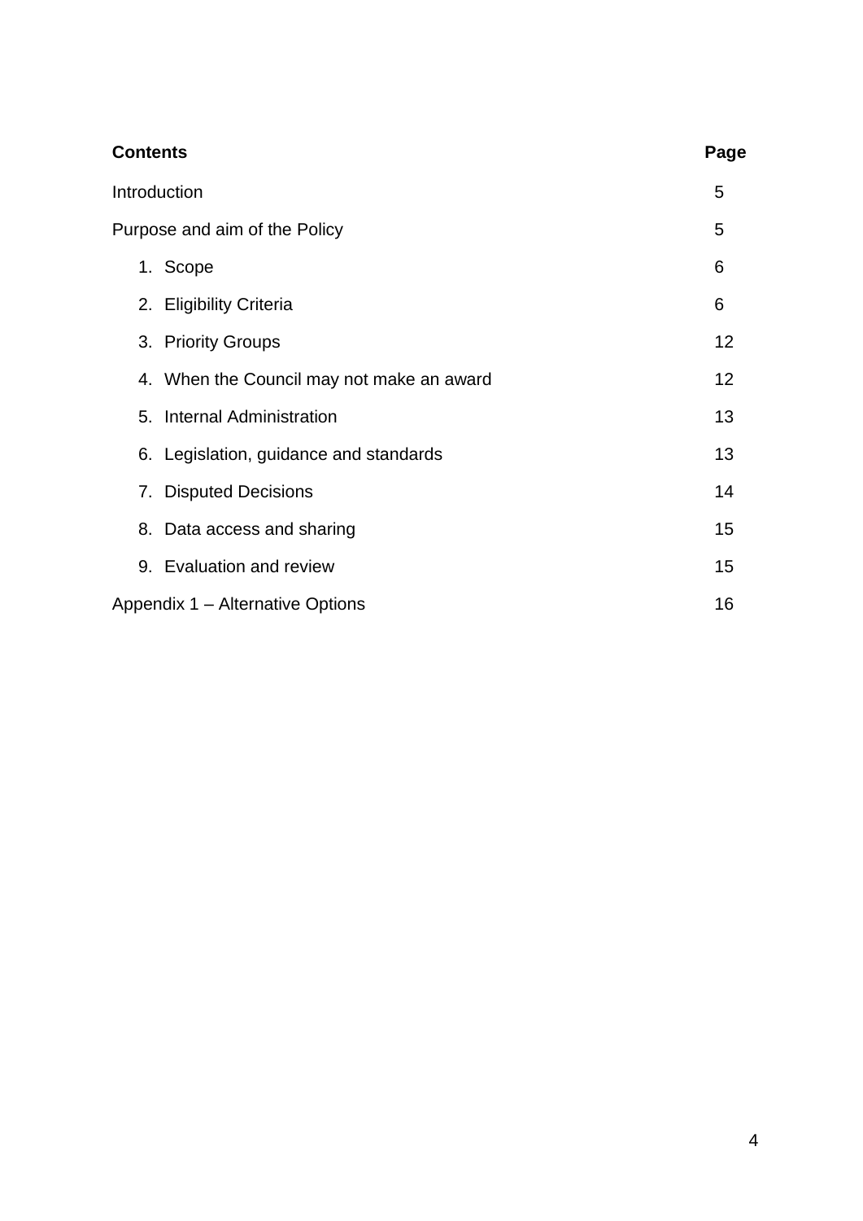| **Contents** | **Page** |
| --- | --- |
| Introduction | 5 |
| Purpose and aim of the Policy | 5 |
| 1. Scope | 6 |
| 2. Eligibility Criteria | 6 |
| 3. Priority Groups | 12 |
| 4. When the Council may not make an award | 12 |
| 5. Internal Administration | 13 |
| 6. Legislation, guidance and standards | 13 |
| 7. Disputed Decisions | 14 |
| 8. Data access and sharing | 15 |
| 9. Evaluation and review | 15 |
| Appendix 1 – Alternative Options | 16 |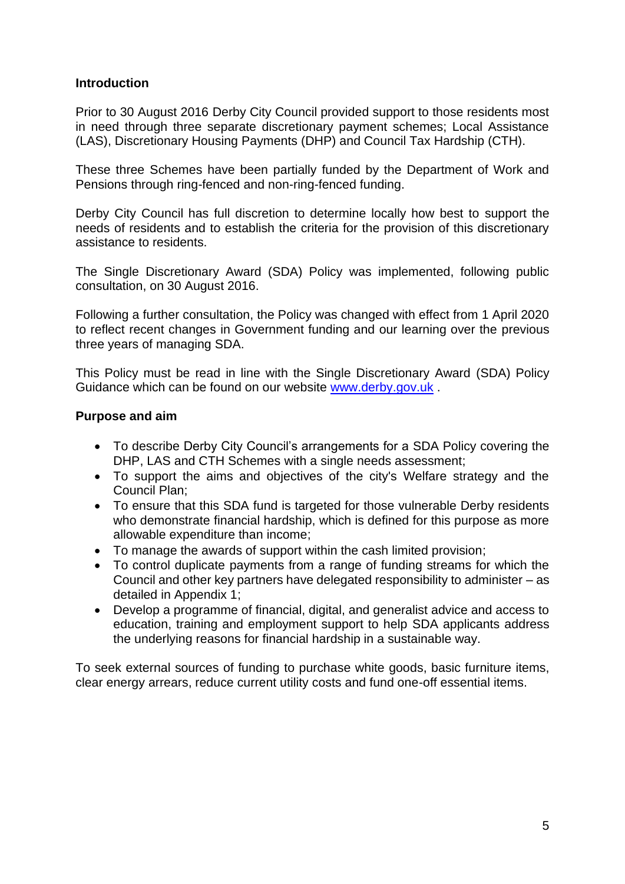**Introduction**

Prior to 30 August 2016 Derby City Council provided support to those residents most in need through three separate discretionary payment schemes; Local Assistance (LAS), Discretionary Housing Payments (DHP) and Council Tax Hardship (CTH).

These three Schemes have been partially funded by the Department of Work and Pensions through ring-fenced and non-ring-fenced funding.

Derby City Council has full discretion to determine locally how best to support the needs of residents and to establish the criteria for the provision of this discretionary assistance to residents.

The Single Discretionary Award (SDA) Policy was implemented, following public consultation, on 30 August 2016.

Following a further consultation, the Policy was changed with effect from 1 April 2020 to reflect recent changes in Government funding and our learning over the previous three years of managing SDA.

This Policy must be read in line with the Single Discretionary Award (SDA) Policy Guidance which can be found on our website [www.derby.gov.uk](http://www.derby.gov.uk) .

**Purpose and aim**

- To describe Derby City Council's arrangements for a SDA Policy covering the DHP, LAS and CTH Schemes with a single needs assessment;
- To support the aims and objectives of the city's Welfare strategy and the Council Plan;
- To ensure that this SDA fund is targeted for those vulnerable Derby residents who demonstrate financial hardship, which is defined for this purpose as more allowable expenditure than income;
- To manage the awards of support within the cash limited provision;
- To control duplicate payments from a range of funding streams for which the Council and other key partners have delegated responsibility to administer – as detailed in Appendix 1;
- Develop a programme of financial, digital, and generalist advice and access to education, training and employment support to help SDA applicants address the underlying reasons for financial hardship in a sustainable way.

To seek external sources of funding to purchase white goods, basic furniture items, clear energy arrears, reduce current utility costs and fund one-off essential items.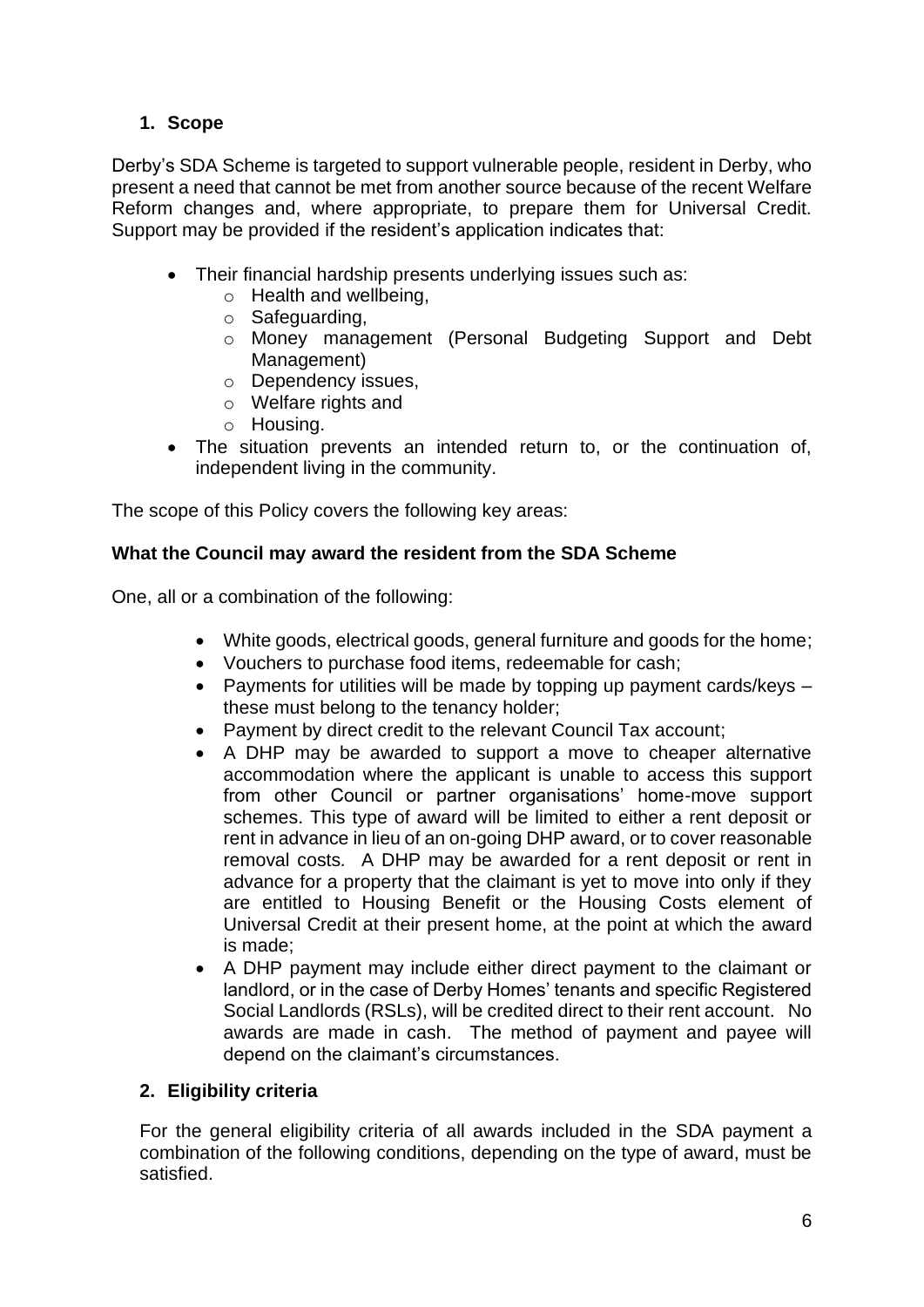## 1. Scope

Derby's SDA Scheme is targeted to support vulnerable people, resident in Derby, who present a need that cannot be met from another source because of the recent Welfare Reform changes and, where appropriate, to prepare them for Universal Credit. Support may be provided if the resident's application indicates that:

- Their financial hardship presents underlying issues such as:
  - Health and wellbeing,
  - Safeguarding,
  - Money management (Personal Budgeting Support and Debt Management)
  - Dependency issues,
  - Welfare rights and
  - Housing.
- The situation prevents an intended return to, or the continuation of, independent living in the community.

The scope of this Policy covers the following key areas:

**What the Council may award the resident from the SDA Scheme**

One, all or a combination of the following:

- White goods, electrical goods, general furniture and goods for the home;
- Vouchers to purchase food items, redeemable for cash;
- Payments for utilities will be made by topping up payment cards/keys – these must belong to the tenancy holder;
- Payment by direct credit to the relevant Council Tax account;
- A DHP may be awarded to support a move to cheaper alternative accommodation where the applicant is unable to access this support from other Council or partner organisations' home-move support schemes. This type of award will be limited to either a rent deposit or rent in advance in lieu of an on-going DHP award, or to cover reasonable removal costs. A DHP may be awarded for a rent deposit or rent in advance for a property that the claimant is yet to move into only if they are entitled to Housing Benefit or the Housing Costs element of Universal Credit at their present home, at the point at which the award is made;
- A DHP payment may include either direct payment to the claimant or landlord, or in the case of Derby Homes' tenants and specific Registered Social Landlords (RSLs), will be credited direct to their rent account. No awards are made in cash. The method of payment and payee will depend on the claimant's circumstances.

## 2. Eligibility criteria

For the general eligibility criteria of all awards included in the SDA payment a combination of the following conditions, depending on the type of award, must be satisfied.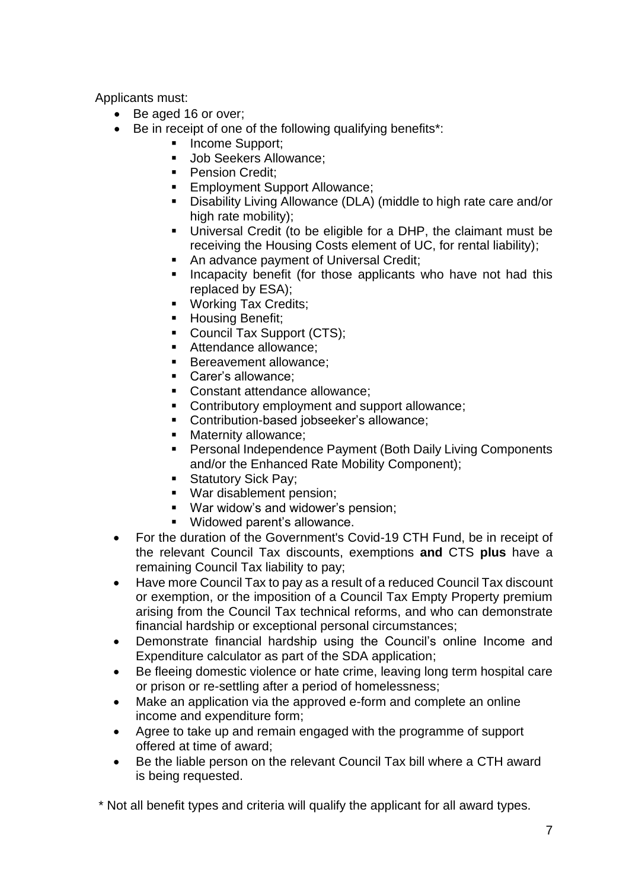Applicants must:

- Be aged 16 or over;
- Be in receipt of one of the following qualifying benefits*:
  - Income Support;
  - Job Seekers Allowance;
  - Pension Credit;
  - Employment Support Allowance;
  - Disability Living Allowance (DLA) (middle to high rate care and/or high rate mobility);
  - Universal Credit (to be eligible for a DHP, the claimant must be receiving the Housing Costs element of UC, for rental liability);
  - An advance payment of Universal Credit;
  - Incapacity benefit (for those applicants who have not had this replaced by ESA);
  - Working Tax Credits;
  - Housing Benefit;
  - Council Tax Support (CTS);
  - Attendance allowance;
  - Bereavement allowance;
  - Carer's allowance;
  - Constant attendance allowance;
  - Contributory employment and support allowance;
  - Contribution-based jobseeker's allowance;
  - Maternity allowance;
  - Personal Independence Payment (Both Daily Living Components and/or the Enhanced Rate Mobility Component);
  - Statutory Sick Pay;
  - War disablement pension;
  - War widow's and widower's pension;
  - Widowed parent's allowance.
- For the duration of the Government's Covid-19 CTH Fund, be in receipt of the relevant Council Tax discounts, exemptions **and** CTS **plus** have a remaining Council Tax liability to pay;
- Have more Council Tax to pay as a result of a reduced Council Tax discount or exemption, or the imposition of a Council Tax Empty Property premium arising from the Council Tax technical reforms, and who can demonstrate financial hardship or exceptional personal circumstances;
- Demonstrate financial hardship using the Council's online Income and Expenditure calculator as part of the SDA application;
- Be fleeing domestic violence or hate crime, leaving long term hospital care or prison or re-settling after a period of homelessness;
- Make an application via the approved e-form and complete an online income and expenditure form;
- Agree to take up and remain engaged with the programme of support offered at time of award;
- Be the liable person on the relevant Council Tax bill where a CTH award is being requested.

\* Not all benefit types and criteria will qualify the applicant for all award types.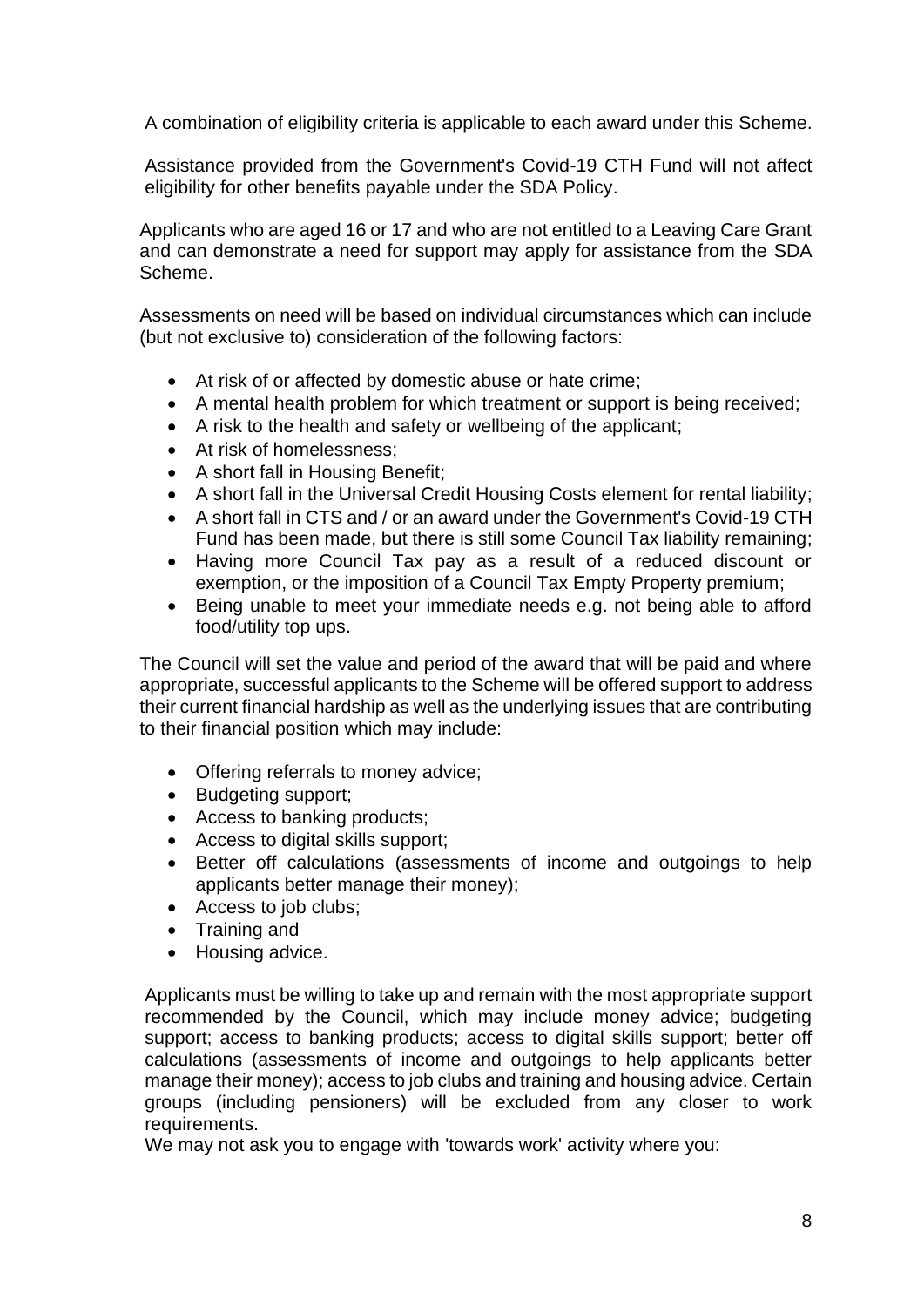A combination of eligibility criteria is applicable to each award under this Scheme.

Assistance provided from the Government's Covid-19 CTH Fund will not affect eligibility for other benefits payable under the SDA Policy.

Applicants who are aged 16 or 17 and who are not entitled to a Leaving Care Grant and can demonstrate a need for support may apply for assistance from the SDA Scheme.

Assessments on need will be based on individual circumstances which can include (but not exclusive to) consideration of the following factors:

- At risk of or affected by domestic abuse or hate crime;
- A mental health problem for which treatment or support is being received;
- A risk to the health and safety or wellbeing of the applicant;
- At risk of homelessness;
- A short fall in Housing Benefit;
- A short fall in the Universal Credit Housing Costs element for rental liability;
- A short fall in CTS and / or an award under the Government's Covid-19 CTH Fund has been made, but there is still some Council Tax liability remaining;
- Having more Council Tax pay as a result of a reduced discount or exemption, or the imposition of a Council Tax Empty Property premium;
- Being unable to meet your immediate needs e.g. not being able to afford food/utility top ups.

The Council will set the value and period of the award that will be paid and where appropriate, successful applicants to the Scheme will be offered support to address their current financial hardship as well as the underlying issues that are contributing to their financial position which may include:

- Offering referrals to money advice;
- Budgeting support;
- Access to banking products;
- Access to digital skills support;
- Better off calculations (assessments of income and outgoings to help applicants better manage their money);
- Access to job clubs;
- Training and
- Housing advice.

Applicants must be willing to take up and remain with the most appropriate support recommended by the Council, which may include money advice; budgeting support; access to banking products; access to digital skills support; better off calculations (assessments of income and outgoings to help applicants better manage their money); access to job clubs and training and housing advice. Certain groups (including pensioners) will be excluded from any closer to work requirements.

We may not ask you to engage with 'towards work' activity where you: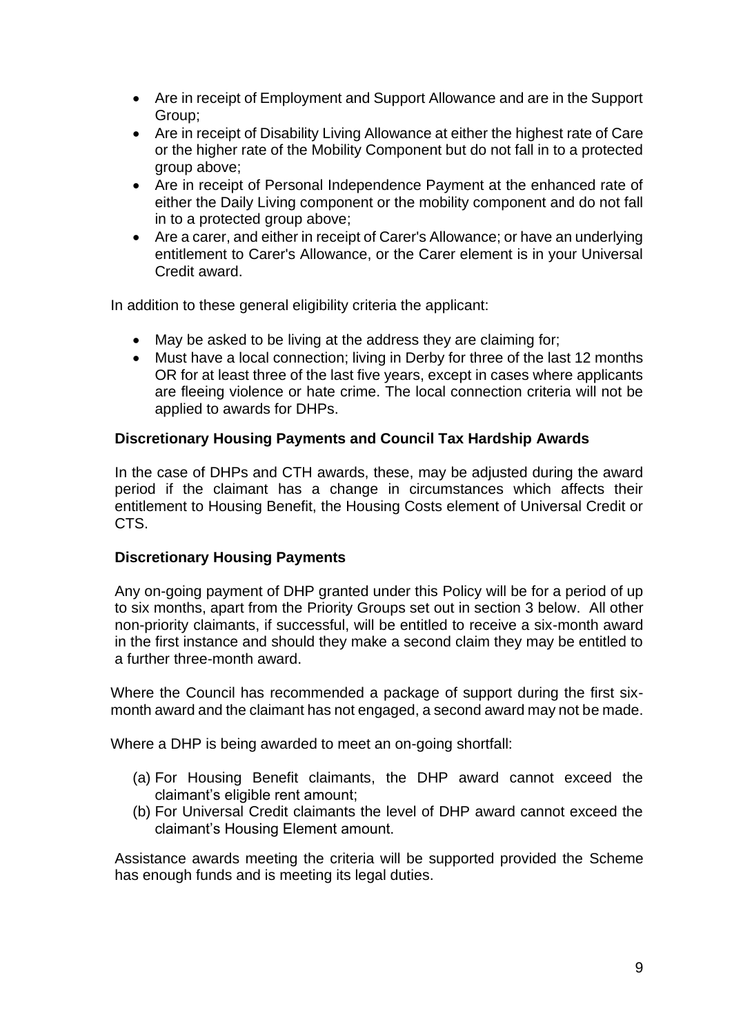- Are in receipt of Employment and Support Allowance and are in the Support Group;
- Are in receipt of Disability Living Allowance at either the highest rate of Care or the higher rate of the Mobility Component but do not fall in to a protected group above;
- Are in receipt of Personal Independence Payment at the enhanced rate of either the Daily Living component or the mobility component and do not fall in to a protected group above;
- Are a carer, and either in receipt of Carer's Allowance; or have an underlying entitlement to Carer's Allowance, or the Carer element is in your Universal Credit award.

In addition to these general eligibility criteria the applicant:

- May be asked to be living at the address they are claiming for;
- Must have a local connection; living in Derby for three of the last 12 months OR for at least three of the last five years, except in cases where applicants are fleeing violence or hate crime. The local connection criteria will not be applied to awards for DHPs.

**Discretionary Housing Payments and Council Tax Hardship Awards**

In the case of DHPs and CTH awards, these, may be adjusted during the award period if the claimant has a change in circumstances which affects their entitlement to Housing Benefit, the Housing Costs element of Universal Credit or CTS.

**Discretionary Housing Payments**

Any on-going payment of DHP granted under this Policy will be for a period of up to six months, apart from the Priority Groups set out in section 3 below. All other non-priority claimants, if successful, will be entitled to receive a six-month award in the first instance and should they make a second claim they may be entitled to a further three-month award.

Where the Council has recommended a package of support during the first six-month award and the claimant has not engaged, a second award may not be made.

Where a DHP is being awarded to meet an on-going shortfall:

(a) For Housing Benefit claimants, the DHP award cannot exceed the claimant's eligible rent amount;
(b) For Universal Credit claimants the level of DHP award cannot exceed the claimant's Housing Element amount.

Assistance awards meeting the criteria will be supported provided the Scheme has enough funds and is meeting its legal duties.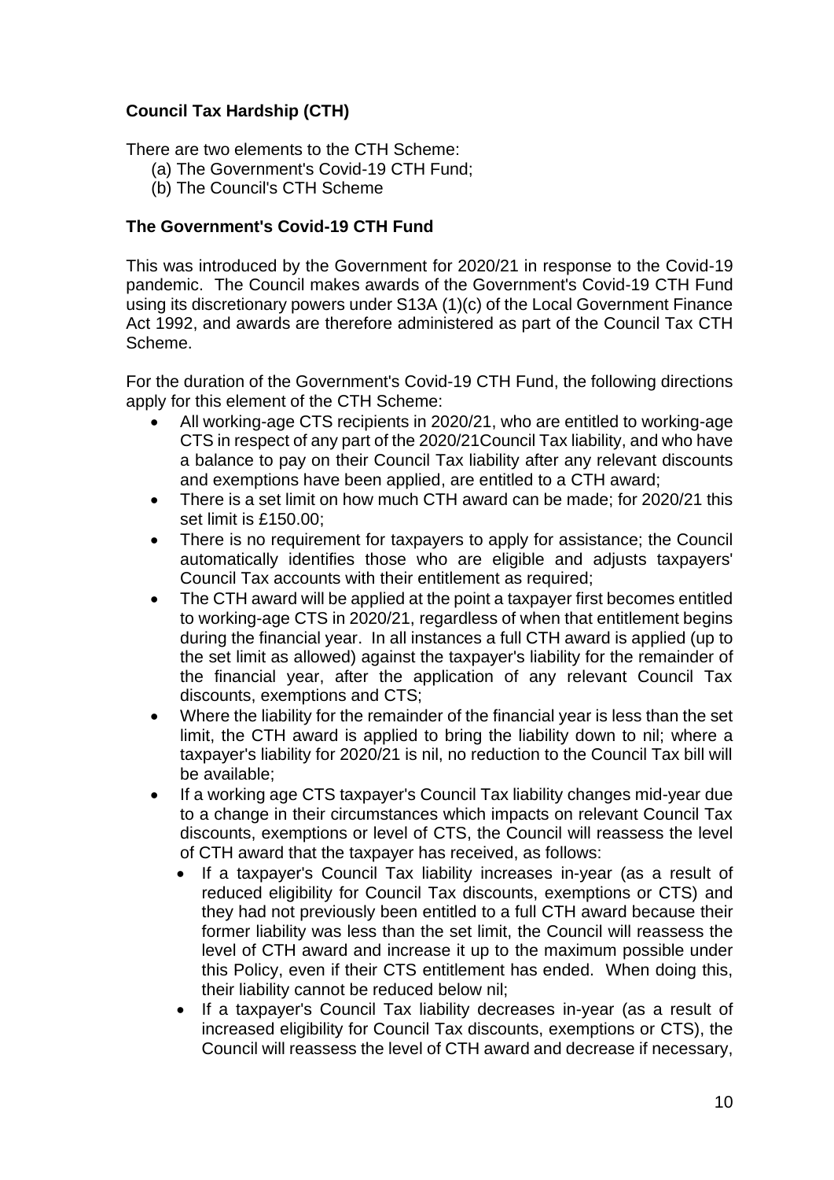## Council Tax Hardship (CTH)

There are two elements to the CTH Scheme:

(a) The Government's Covid-19 CTH Fund;
(b) The Council's CTH Scheme

### The Government's Covid-19 CTH Fund

This was introduced by the Government for 2020/21 in response to the Covid-19 pandemic. The Council makes awards of the Government's Covid-19 CTH Fund using its discretionary powers under S13A (1)(c) of the Local Government Finance Act 1992, and awards are therefore administered as part of the Council Tax CTH Scheme.

For the duration of the Government's Covid-19 CTH Fund, the following directions apply for this element of the CTH Scheme:

- All working-age CTS recipients in 2020/21, who are entitled to working-age CTS in respect of any part of the 2020/21Council Tax liability, and who have a balance to pay on their Council Tax liability after any relevant discounts and exemptions have been applied, are entitled to a CTH award;
- There is a set limit on how much CTH award can be made; for 2020/21 this set limit is £150.00;
- There is no requirement for taxpayers to apply for assistance; the Council automatically identifies those who are eligible and adjusts taxpayers' Council Tax accounts with their entitlement as required;
- The CTH award will be applied at the point a taxpayer first becomes entitled to working-age CTS in 2020/21, regardless of when that entitlement begins during the financial year. In all instances a full CTH award is applied (up to the set limit as allowed) against the taxpayer's liability for the remainder of the financial year, after the application of any relevant Council Tax discounts, exemptions and CTS;
- Where the liability for the remainder of the financial year is less than the set limit, the CTH award is applied to bring the liability down to nil; where a taxpayer's liability for 2020/21 is nil, no reduction to the Council Tax bill will be available;
- If a working age CTS taxpayer's Council Tax liability changes mid-year due to a change in their circumstances which impacts on relevant Council Tax discounts, exemptions or level of CTS, the Council will reassess the level of CTH award that the taxpayer has received, as follows:
  - If a taxpayer's Council Tax liability increases in-year (as a result of reduced eligibility for Council Tax discounts, exemptions or CTS) and they had not previously been entitled to a full CTH award because their former liability was less than the set limit, the Council will reassess the level of CTH award and increase it up to the maximum possible under this Policy, even if their CTS entitlement has ended. When doing this, their liability cannot be reduced below nil;
  - If a taxpayer's Council Tax liability decreases in-year (as a result of increased eligibility for Council Tax discounts, exemptions or CTS), the Council will reassess the level of CTH award and decrease if necessary,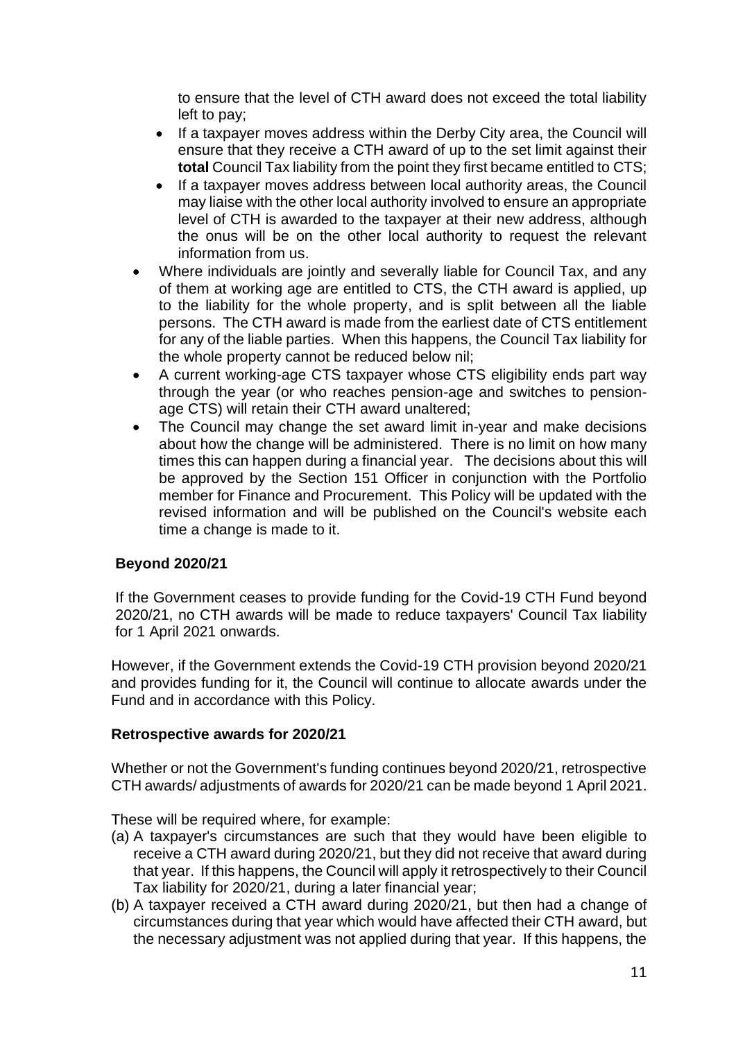to ensure that the level of CTH award does not exceed the total liability left to pay;

  - If a taxpayer moves address within the Derby City area, the Council will ensure that they receive a CTH award of up to the set limit against their **total** Council Tax liability from the point they first became entitled to CTS;
  - If a taxpayer moves address between local authority areas, the Council may liaise with the other local authority involved to ensure an appropriate level of CTH is awarded to the taxpayer at their new address, although the onus will be on the other local authority to request the relevant information from us.

- Where individuals are jointly and severally liable for Council Tax, and any of them at working age are entitled to CTS, the CTH award is applied, up to the liability for the whole property, and is split between all the liable persons. The CTH award is made from the earliest date of CTS entitlement for any of the liable parties. When this happens, the Council Tax liability for the whole property cannot be reduced below nil;
- A current working-age CTS taxpayer whose CTS eligibility ends part way through the year (or who reaches pension-age and switches to pension-age CTS) will retain their CTH award unaltered;
- The Council may change the set award limit in-year and make decisions about how the change will be administered. There is no limit on how many times this can happen during a financial year. The decisions about this will be approved by the Section 151 Officer in conjunction with the Portfolio member for Finance and Procurement. This Policy will be updated with the revised information and will be published on the Council's website each time a change is made to it.

**Beyond 2020/21**

If the Government ceases to provide funding for the Covid-19 CTH Fund beyond 2020/21, no CTH awards will be made to reduce taxpayers' Council Tax liability for 1 April 2021 onwards.

However, if the Government extends the Covid-19 CTH provision beyond 2020/21 and provides funding for it, the Council will continue to allocate awards under the Fund and in accordance with this Policy.

**Retrospective awards for 2020/21**

Whether or not the Government's funding continues beyond 2020/21, retrospective CTH awards/ adjustments of awards for 2020/21 can be made beyond 1 April 2021.

These will be required where, for example:

(a) A taxpayer's circumstances are such that they would have been eligible to receive a CTH award during 2020/21, but they did not receive that award during that year. If this happens, the Council will apply it retrospectively to their Council Tax liability for 2020/21, during a later financial year;

(b) A taxpayer received a CTH award during 2020/21, but then had a change of circumstances during that year which would have affected their CTH award, but the necessary adjustment was not applied during that year. If this happens, the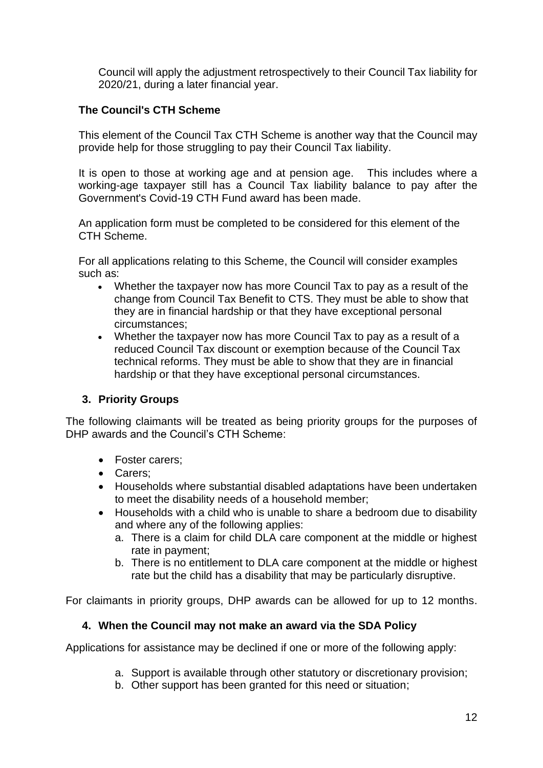Council will apply the adjustment retrospectively to their Council Tax liability for 2020/21, during a later financial year.

**The Council's CTH Scheme**

This element of the Council Tax CTH Scheme is another way that the Council may provide help for those struggling to pay their Council Tax liability.

It is open to those at working age and at pension age. This includes where a working-age taxpayer still has a Council Tax liability balance to pay after the Government's Covid-19 CTH Fund award has been made.

An application form must be completed to be considered for this element of the CTH Scheme.

For all applications relating to this Scheme, the Council will consider examples such as:

- Whether the taxpayer now has more Council Tax to pay as a result of the change from Council Tax Benefit to CTS. They must be able to show that they are in financial hardship or that they have exceptional personal circumstances;
- Whether the taxpayer now has more Council Tax to pay as a result of a reduced Council Tax discount or exemption because of the Council Tax technical reforms. They must be able to show that they are in financial hardship or that they have exceptional personal circumstances.

## 3. Priority Groups

The following claimants will be treated as being priority groups for the purposes of DHP awards and the Council's CTH Scheme:

- Foster carers;
- Carers;
- Households where substantial disabled adaptations have been undertaken to meet the disability needs of a household member;
- Households with a child who is unable to share a bedroom due to disability and where any of the following applies:
  a. There is a claim for child DLA care component at the middle or highest rate in payment;
  b. There is no entitlement to DLA care component at the middle or highest rate but the child has a disability that may be particularly disruptive.

For claimants in priority groups, DHP awards can be allowed for up to 12 months.

## 4. When the Council may not make an award via the SDA Policy

Applications for assistance may be declined if one or more of the following apply:

a. Support is available through other statutory or discretionary provision;
b. Other support has been granted for this need or situation;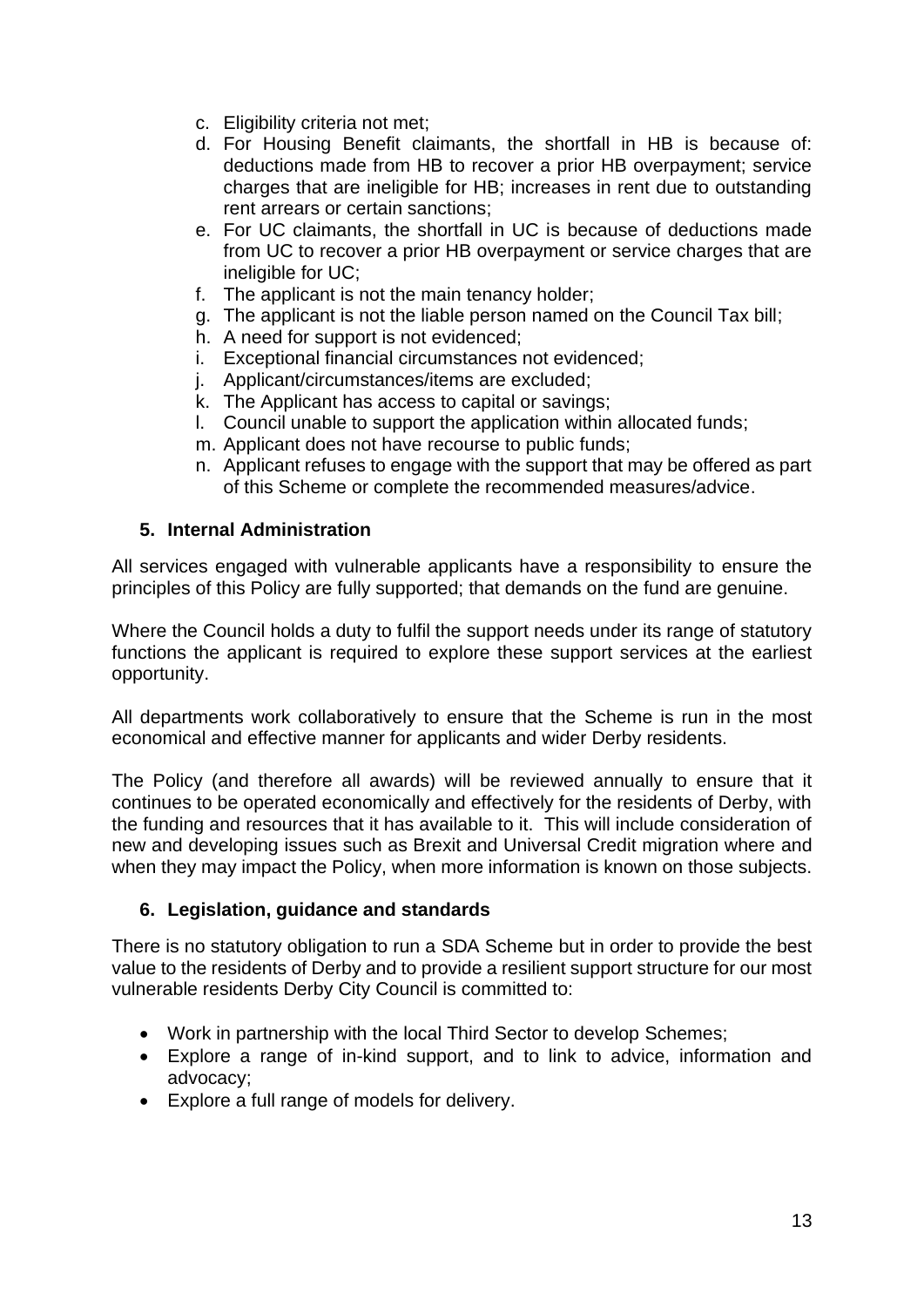c. Eligibility criteria not met;
d. For Housing Benefit claimants, the shortfall in HB is because of: deductions made from HB to recover a prior HB overpayment; service charges that are ineligible for HB; increases in rent due to outstanding rent arrears or certain sanctions;
e. For UC claimants, the shortfall in UC is because of deductions made from UC to recover a prior HB overpayment or service charges that are ineligible for UC;
f. The applicant is not the main tenancy holder;
g. The applicant is not the liable person named on the Council Tax bill;
h. A need for support is not evidenced;
i. Exceptional financial circumstances not evidenced;
j. Applicant/circumstances/items are excluded;
k. The Applicant has access to capital or savings;
l. Council unable to support the application within allocated funds;
m. Applicant does not have recourse to public funds;
n. Applicant refuses to engage with the support that may be offered as part of this Scheme or complete the recommended measures/advice.

### 5. Internal Administration

All services engaged with vulnerable applicants have a responsibility to ensure the principles of this Policy are fully supported; that demands on the fund are genuine.

Where the Council holds a duty to fulfil the support needs under its range of statutory functions the applicant is required to explore these support services at the earliest opportunity.

All departments work collaboratively to ensure that the Scheme is run in the most economical and effective manner for applicants and wider Derby residents.

The Policy (and therefore all awards) will be reviewed annually to ensure that it continues to be operated economically and effectively for the residents of Derby, with the funding and resources that it has available to it. This will include consideration of new and developing issues such as Brexit and Universal Credit migration where and when they may impact the Policy, when more information is known on those subjects.

### 6. Legislation, guidance and standards

There is no statutory obligation to run a SDA Scheme but in order to provide the best value to the residents of Derby and to provide a resilient support structure for our most vulnerable residents Derby City Council is committed to:

- Work in partnership with the local Third Sector to develop Schemes;
- Explore a range of in-kind support, and to link to advice, information and advocacy;
- Explore a full range of models for delivery.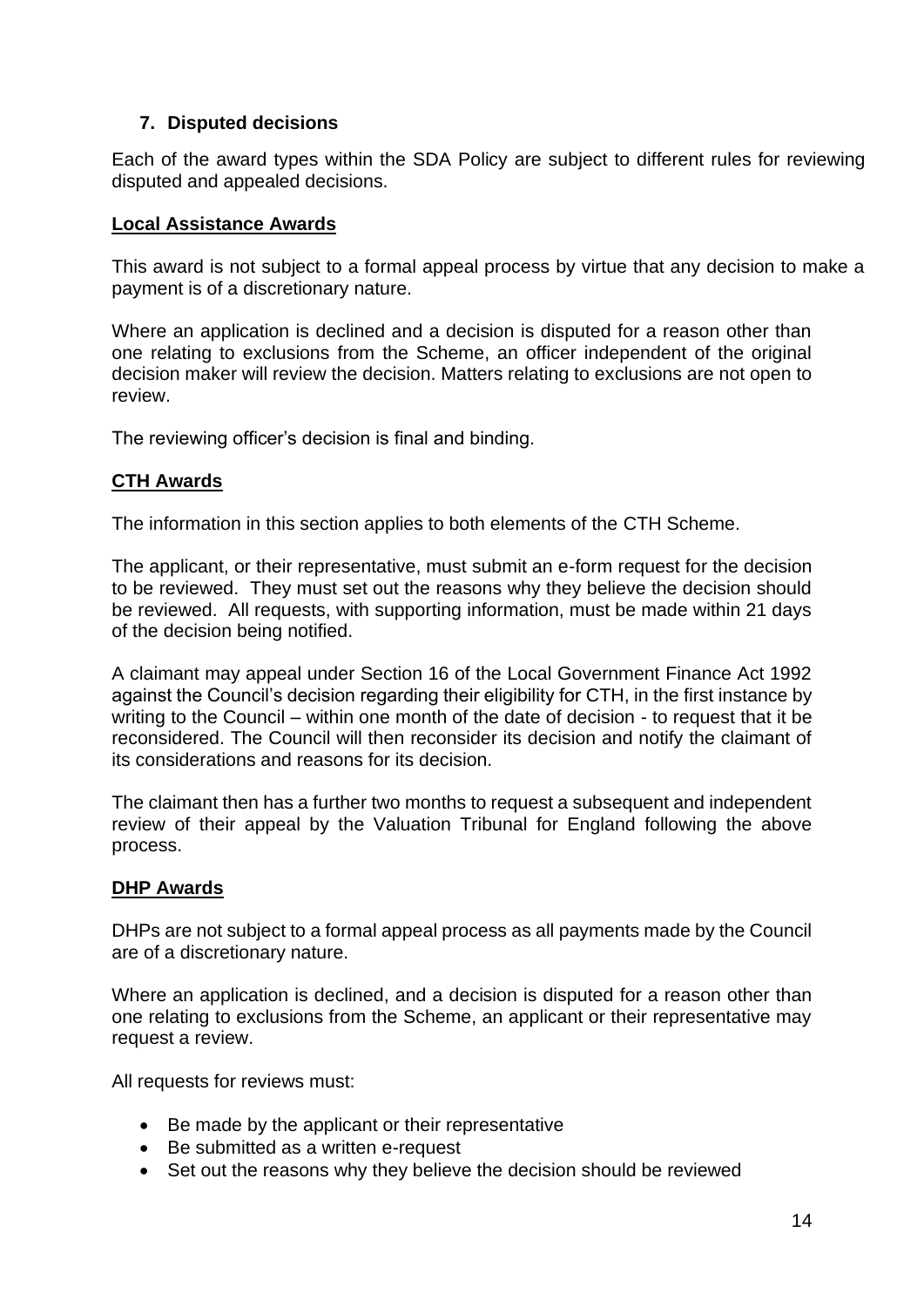## 7. Disputed decisions

Each of the award types within the SDA Policy are subject to different rules for reviewing disputed and appealed decisions.

### Local Assistance Awards

This award is not subject to a formal appeal process by virtue that any decision to make a payment is of a discretionary nature.

Where an application is declined and a decision is disputed for a reason other than one relating to exclusions from the Scheme, an officer independent of the original decision maker will review the decision. Matters relating to exclusions are not open to review.

The reviewing officer's decision is final and binding.

### CTH Awards

The information in this section applies to both elements of the CTH Scheme.

The applicant, or their representative, must submit an e-form request for the decision to be reviewed. They must set out the reasons why they believe the decision should be reviewed. All requests, with supporting information, must be made within 21 days of the decision being notified.

A claimant may appeal under Section 16 of the Local Government Finance Act 1992 against the Council's decision regarding their eligibility for CTH, in the first instance by writing to the Council – within one month of the date of decision - to request that it be reconsidered. The Council will then reconsider its decision and notify the claimant of its considerations and reasons for its decision.

The claimant then has a further two months to request a subsequent and independent review of their appeal by the Valuation Tribunal for England following the above process.

### DHP Awards

DHPs are not subject to a formal appeal process as all payments made by the Council are of a discretionary nature.

Where an application is declined, and a decision is disputed for a reason other than one relating to exclusions from the Scheme, an applicant or their representative may request a review.

All requests for reviews must:

- Be made by the applicant or their representative
- Be submitted as a written e-request
- Set out the reasons why they believe the decision should be reviewed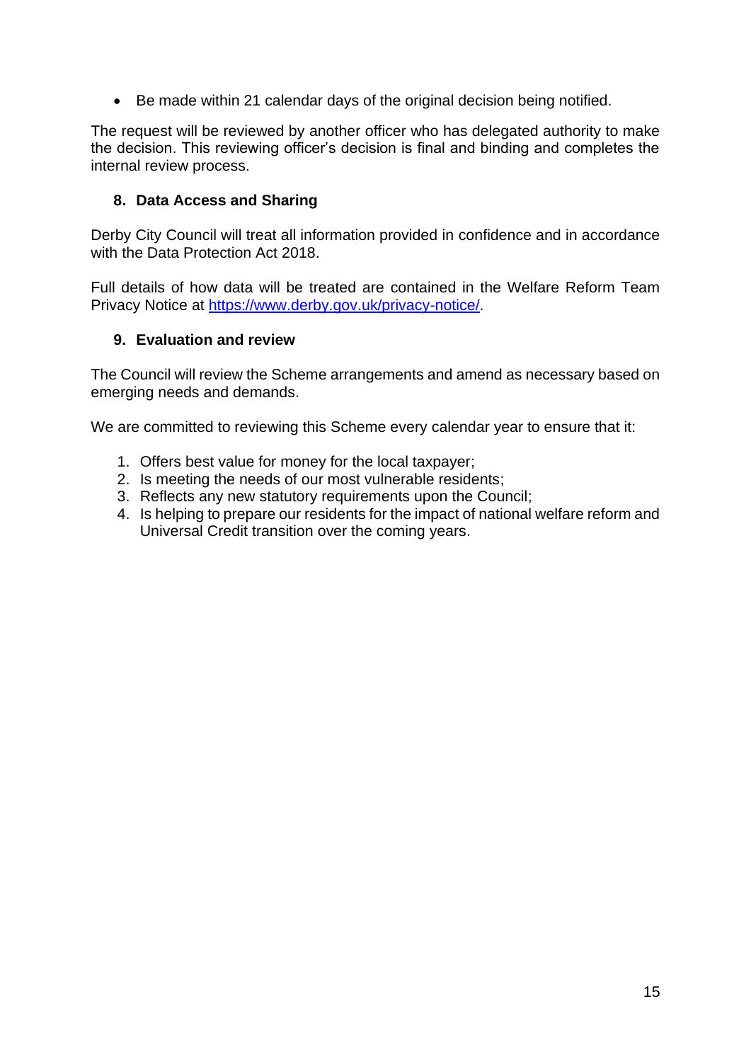- Be made within 21 calendar days of the original decision being notified.

The request will be reviewed by another officer who has delegated authority to make the decision. This reviewing officer's decision is final and binding and completes the internal review process.

## 8. Data Access and Sharing

Derby City Council will treat all information provided in confidence and in accordance with the Data Protection Act 2018.

Full details of how data will be treated are contained in the Welfare Reform Team Privacy Notice at [https://www.derby.gov.uk/privacy-notice/](https://www.derby.gov.uk/privacy-notice/).

## 9. Evaluation and review

The Council will review the Scheme arrangements and amend as necessary based on emerging needs and demands.

We are committed to reviewing this Scheme every calendar year to ensure that it:

1. Offers best value for money for the local taxpayer;
2. Is meeting the needs of our most vulnerable residents;
3. Reflects any new statutory requirements upon the Council;
4. Is helping to prepare our residents for the impact of national welfare reform and Universal Credit transition over the coming years.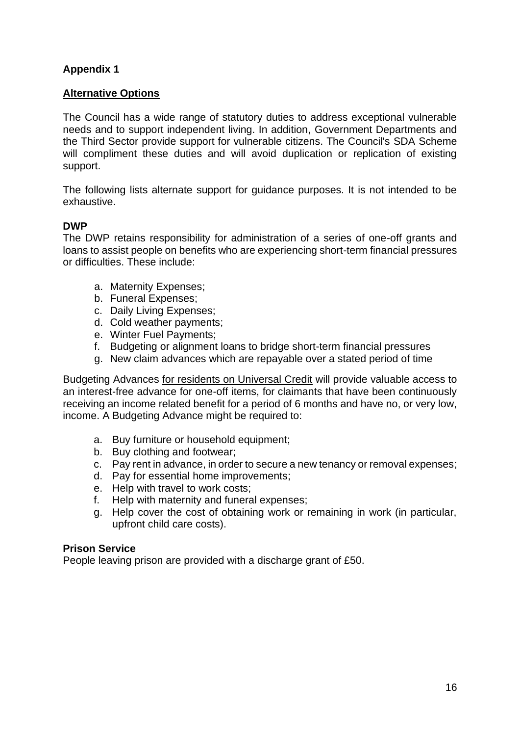**Appendix 1**

**Alternative Options**

The Council has a wide range of statutory duties to address exceptional vulnerable needs and to support independent living. In addition, Government Departments and the Third Sector provide support for vulnerable citizens. The Council's SDA Scheme will compliment these duties and will avoid duplication or replication of existing support.

The following lists alternate support for guidance purposes. It is not intended to be exhaustive.

**DWP**

The DWP retains responsibility for administration of a series of one-off grants and loans to assist people on benefits who are experiencing short-term financial pressures or difficulties. These include:

a. Maternity Expenses;
b. Funeral Expenses;
c. Daily Living Expenses;
d. Cold weather payments;
e. Winter Fuel Payments;
f. Budgeting or alignment loans to bridge short-term financial pressures
g. New claim advances which are repayable over a stated period of time

Budgeting Advances for residents on Universal Credit will provide valuable access to an interest-free advance for one-off items, for claimants that have been continuously receiving an income related benefit for a period of 6 months and have no, or very low, income. A Budgeting Advance might be required to:

a. Buy furniture or household equipment;
b. Buy clothing and footwear;
c. Pay rent in advance, in order to secure a new tenancy or removal expenses;
d. Pay for essential home improvements;
e. Help with travel to work costs;
f. Help with maternity and funeral expenses;
g. Help cover the cost of obtaining work or remaining in work (in particular, upfront child care costs).

**Prison Service**

People leaving prison are provided with a discharge grant of £50.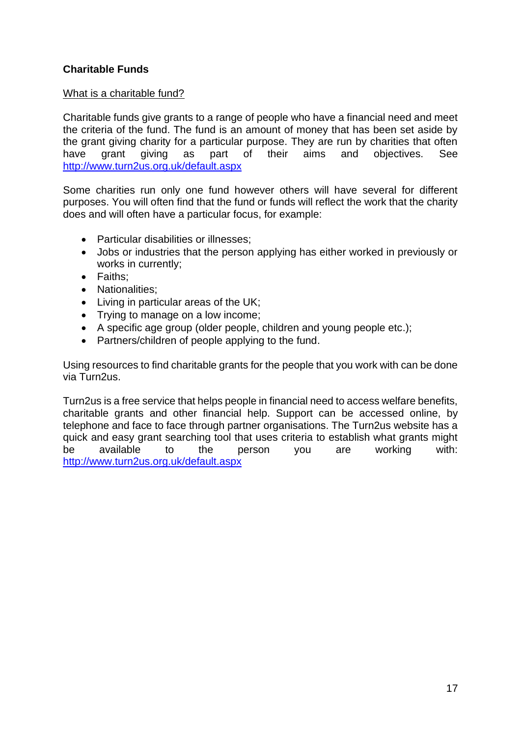**Charitable Funds**

What is a charitable fund?

Charitable funds give grants to a range of people who have a financial need and meet the criteria of the fund. The fund is an amount of money that has been set aside by the grant giving charity for a particular purpose. They are run by charities that often have grant giving as part of their aims and objectives. See http://www.turn2us.org.uk/default.aspx

Some charities run only one fund however others will have several for different purposes. You will often find that the fund or funds will reflect the work that the charity does and will often have a particular focus, for example:

- Particular disabilities or illnesses;
- Jobs or industries that the person applying has either worked in previously or works in currently;
- Faiths;
- Nationalities;
- Living in particular areas of the UK;
- Trying to manage on a low income;
- A specific age group (older people, children and young people etc.);
- Partners/children of people applying to the fund.

Using resources to find charitable grants for the people that you work with can be done via Turn2us.

Turn2us is a free service that helps people in financial need to access welfare benefits, charitable grants and other financial help. Support can be accessed online, by telephone and face to face through partner organisations. The Turn2us website has a quick and easy grant searching tool that uses criteria to establish what grants might be available to the person you are working with: http://www.turn2us.org.uk/default.aspx